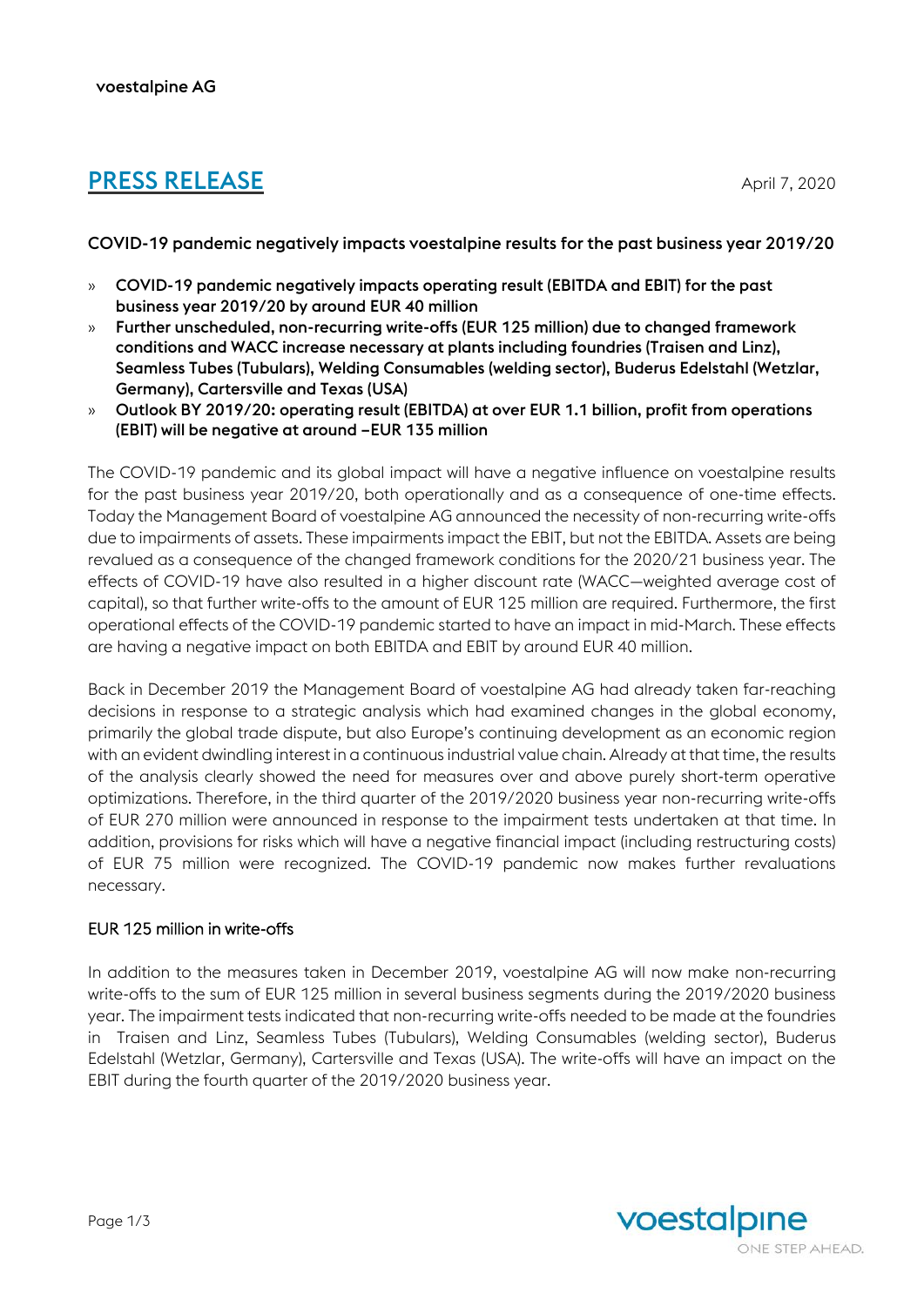voestalpine AG

# PRESS RELEASE

April 7, 2020

**COVID-19 pandemic negatively impacts voestalpine results for the past business year 2019/20**

- » **COVID-19 pandemic negatively impacts operating result (EBITDA and EBIT) for the past business year 2019/20 by around EUR 40 million**
- » **Further unscheduled, non-recurring write-offs (EUR 125 million) due to changed framework conditions and WACC increase necessary at plants including foundries (Traisen and Linz), Seamless Tubes (Tubulars), Welding Consumables (welding sector), Buderus Edelstahl (Wetzlar, Germany), Cartersville and Texas (USA)**
- » **Outlook BY 2019/20: operating result (EBITDA) at over EUR 1.1 billion, profit from operations (EBIT) will be negative at around –EUR 135 million**

The COVID-19 pandemic and its global impact will have a negative influence on voestalpine results for the past business year 2019/20, both operationally and as a consequence of one-time effects. Today the Management Board of voestalpine AG announced the necessity of non-recurring write-offs due to impairments of assets. These impairments impact the EBIT, but not the EBITDA. Assets are being revalued as a consequence of the changed framework conditions for the 2020/21 business year. The effects of COVID-19 have also resulted in a higher discount rate (WACC—weighted average cost of capital), so that further write-offs to the amount of EUR 125 million are required. Furthermore, the first operational effects of the COVID-19 pandemic started to have an impact in mid-March. These effects are having a negative impact on both EBITDA and EBIT by around EUR 40 million.

Back in December 2019 the Management Board of voestalpine AG had already taken far-reaching decisions in response to a strategic analysis which had examined changes in the global economy, primarily the global trade dispute, but also Europe's continuing development as an economic region with an evident dwindling interest in a continuous industrial value chain. Already at that time, the results of the analysis clearly showed the need for measures over and above purely short-term operative optimizations. Therefore, in the third quarter of the 2019/2020 business year non-recurring write-offs of EUR 270 million were announced in response to the impairment tests undertaken at that time. In addition, provisions for risks which will have a negative financial impact (including restructuring costs) of EUR 75 million were recognized. The COVID-19 pandemic now makes further revaluations necessary.

## EUR 125 million in write-offs

In addition to the measures taken in December 2019, voestalpine AG will now make non-recurring write-offs to the sum of EUR 125 million in several business segments during the 2019/2020 business year. The impairment tests indicated that non-recurring write-offs needed to be made at the foundries in Traisen and Linz, Seamless Tubes (Tubulars), Welding Consumables (welding sector), Buderus Edelstahl (Wetzlar, Germany), Cartersville and Texas (USA). The write-offs will have an impact on the EBIT during the fourth quarter of the 2019/2020 business year.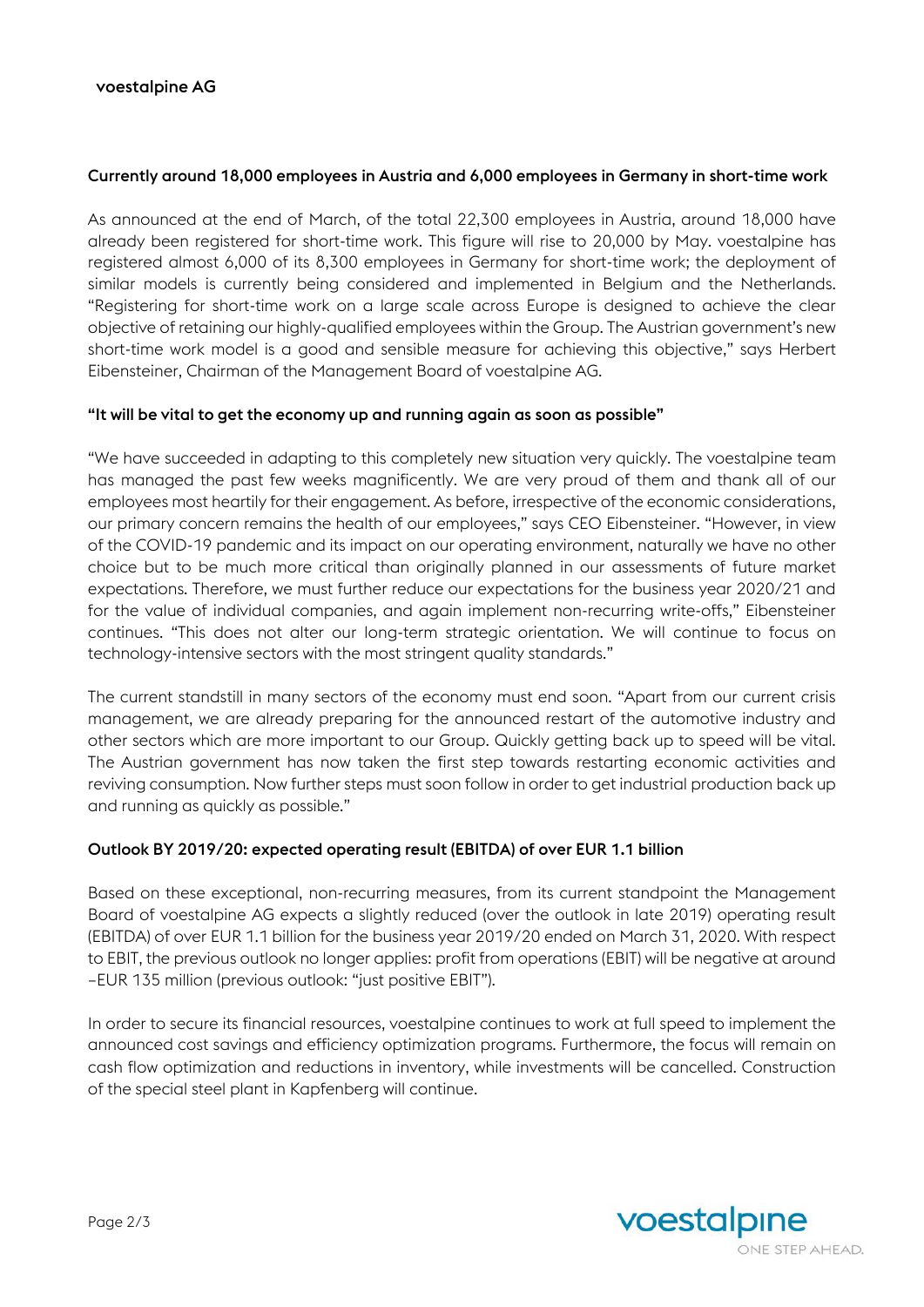## Currently around 18,000 employees in Austria and 6,000 employees in Germany in short-time work

As announced at the end of March, of the total 22,300 employees in Austria, around 18,000 have already been registered for short-time work. This figure will rise to 20,000 by May. voestalpine has registered almost 6,000 of its 8,300 employees in Germany for short-time work; the deployment of similar models is currently being considered and implemented in Belgium and the Netherlands. "Registering for short-time work on a large scale across Europe is designed to achieve the clear objective of retaining our highly-qualified employees within the Group. The Austrian government's new short-time work model is a good and sensible measure for achieving this objective," says Herbert Eibensteiner, Chairman of the Management Board of voestalpine AG.

## "It will be vital to get the economy up and running again as soon as possible"

"We have succeeded in adapting to this completely new situation very quickly. The voestalpine team has managed the past few weeks magnificently. We are very proud of them and thank all of our employees most heartily for their engagement. As before, irrespective of the economic considerations, our primary concern remains the health of our employees," says CEO Eibensteiner. "However, in view of the COVID-19 pandemic and its impact on our operating environment, naturally we have no other choice but to be much more critical than originally planned in our assessments of future market expectations. Therefore, we must further reduce our expectations for the business year 2020/21 and for the value of individual companies, and again implement non-recurring write-offs," Eibensteiner continues. "This does not alter our long-term strategic orientation. We will continue to focus on technology-intensive sectors with the most stringent quality standards."

The current standstill in many sectors of the economy must end soon. "Apart from our current crisis management, we are already preparing for the announced restart of the automotive industry and other sectors which are more important to our Group. Quickly getting back up to speed will be vital. The Austrian government has now taken the first step towards restarting economic activities and reviving consumption. Now further steps must soon follow in order to get industrial production back up and running as quickly as possible."

## Outlook BY 2019/20: expected operating result (EBITDA) of over EUR 1.1 billion

Based on these exceptional, non-recurring measures, from its current standpoint the Management Board of voestalpine AG expects a slightly reduced (over the outlook in late 2019) operating result (EBITDA) of over EUR 1.1 billion for the business year 2019/20 ended on March 31, 2020. With respect to EBIT, the previous outlook no longer applies: profit from operations (EBIT) will be negative at around –EUR 135 million (previous outlook: "just positive EBIT").

In order to secure its financial resources, voestalpine continues to work at full speed to implement the announced cost savings and efficiency optimization programs. Furthermore, the focus will remain on cash flow optimization and reductions in inventory, while investments will be cancelled. Construction of the special steel plant in Kapfenberg will continue.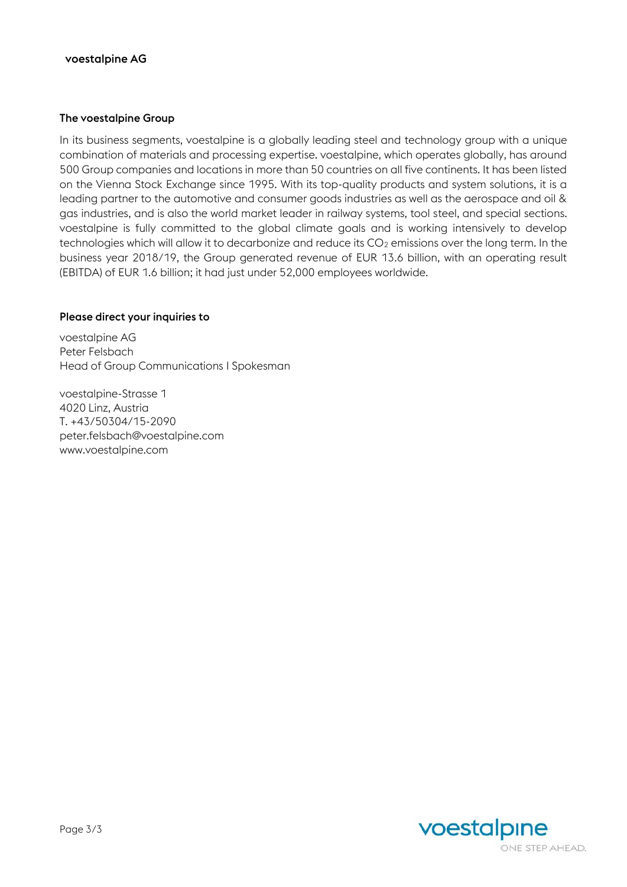## The voestalpine Group

In its business segments, voestalpine is a globally leading steel and technology group with a unique combination of materials and processing expertise. voestalpine, which operates globally, has around 500 Group companies and locations in more than 50 countries on all five continents. It has been listed on the Vienna Stock Exchange since 1995. With its top-quality products and system solutions, it is a leading partner to the automotive and consumer goods industries as well as the aerospace and oil & gas industries, and is also the world market leader in railway systems, tool steel, and special sections. voestalpine is fully committed to the global climate goals and is working intensively to develop technologies which will allow it to decarbonize and reduce its $CO_2$ emissions over the long term. In the business year 2018/19, the Group generated revenue of EUR 13.6 billion, with an operating result (EBITDA) of EUR 1.6 billion; it had just under 52,000 employees worldwide.

## Please direct your inquiries to

voestalpine AG
Peter Felsbach
Head of Group Communications I Spokesman

voestalpine-Strasse 1
4020 Linz, Austria
T. +43/50304/15-2090
peter.felsbach@voestalpine.com
www.voestalpine.com